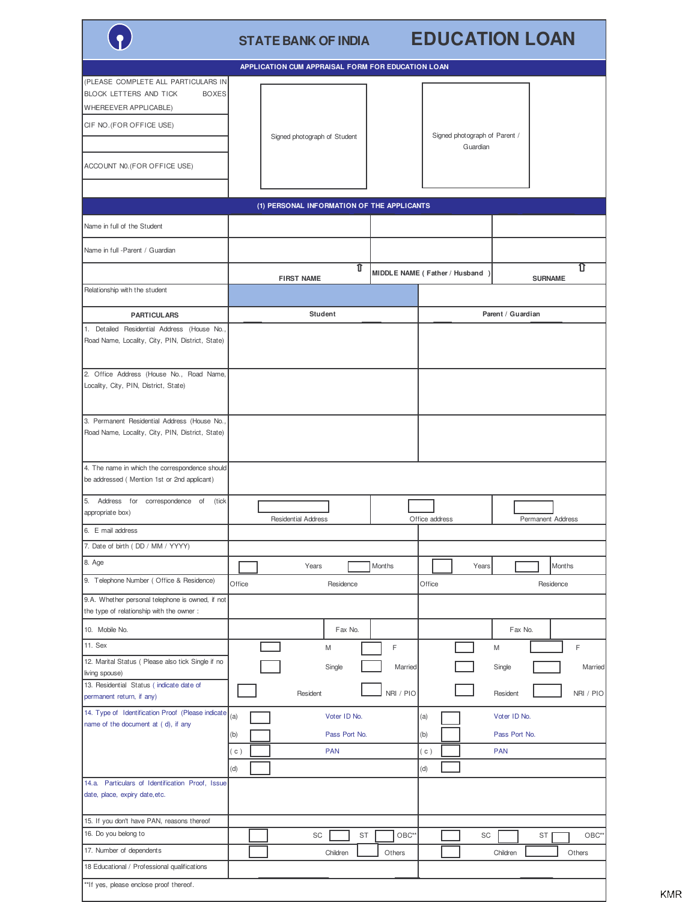# STATE BANK OF INDIA — EDUCATION LOAN

## APPLICATION CUM APPRAISAL FORM FOR EDUCATION LOAN

(PLEASE COMPLETE ALL PARTICULARS IN BLOCK LETTERS AND TICK BOXES WHEREEVER APPLICABLE)

CIF NO.(FOR OFFICE USE)

ACCOUNT N0.(FOR OFFICE USE)

Signed photograph of Student

Signed photograph of Parent / Guardian

## (1) PERSONAL INFORMATION OF THE APPLICANTS

| | FIRST NAME | MIDDLE NAME ( Father / Husband ) | SURNAME |
|---|---|---|---|
| Name in full of the Student | | | |
| Name in full -Parent / Guardian | | | |

| Relationship with the student | | |
|---|---|---|

| PARTICULARS | Student | | | | Parent / Guardian | | | |
|---|---|---|---|---|---|---|---|---|
| 1. Detailed Residential Address (House No., Road Name, Locality, City, PIN, District, State) | | | | | | | | |
| 2. Office Address (House No., Road Name, Locality, City, PIN, District, State) | | | | | | | | |
| 3. Permanent Residential Address (House No., Road Name, Locality, City, PIN, District, State) | | | | | | | | |
| 4. The name in which the correspondence should be addressed ( Mention 1st or 2nd applicant) | | | | | | | | |
| 5. Address for correspondence of (tick appropriate box) | Residential Address | | Office address | | | Permanent Address | | |
| 6. E mail address | | | | | | | | |
| 7. Date of birth ( DD / MM / YYYY) | | | | | | | | |
| 8. Age | Years | | Months | | Years | | Months | |
| 9. Telephone Number ( Office & Residence) | Office | | Residence | | Office | | Residence | |
| 9.A. Whether personal telephone is owned, if not the type of relationship with the owner : | | | | | | | | |
| 10. Mobile No. | | Fax No. | | | | Fax No. | | |
| 11. Sex | M | | F | | M | | F | |
| 12. Marital Status ( Please also tick Single if no living spouse) | Single | | Married | | Single | | Married | |
| 13. Residential Status ( indicate date of permanent return, if any) | Resident | | NRI / PIO | | Resident | | NRI / PIO | |
| 14. Type of Identification Proof (Please indicate name of the document at ( d), if any | (a) | Voter ID No. | | | (a) | Voter ID No. | | |
| | (b) | Pass Port No. | | | (b) | Pass Port No. | | |
| | ( c ) | PAN | | | ( c ) | PAN | | |
| | (d) | | | | (d) | | | |
| 14.a. Particulars of Identification Proof, Issue date, place, expiry date,etc. | | | | | | | | |
| 15. If you don't have PAN, reasons thereof | | | | | | | | |
| 16. Do you belong to | SC | ST | OBC** | | SC | ST | OBC** | |
| 17. Number of dependents | Children | | Others | | Children | | Others | |
| 18 Educational / Professional qualifications | | | | | | | | |

**If yes, please enclose proof thereof.

KMR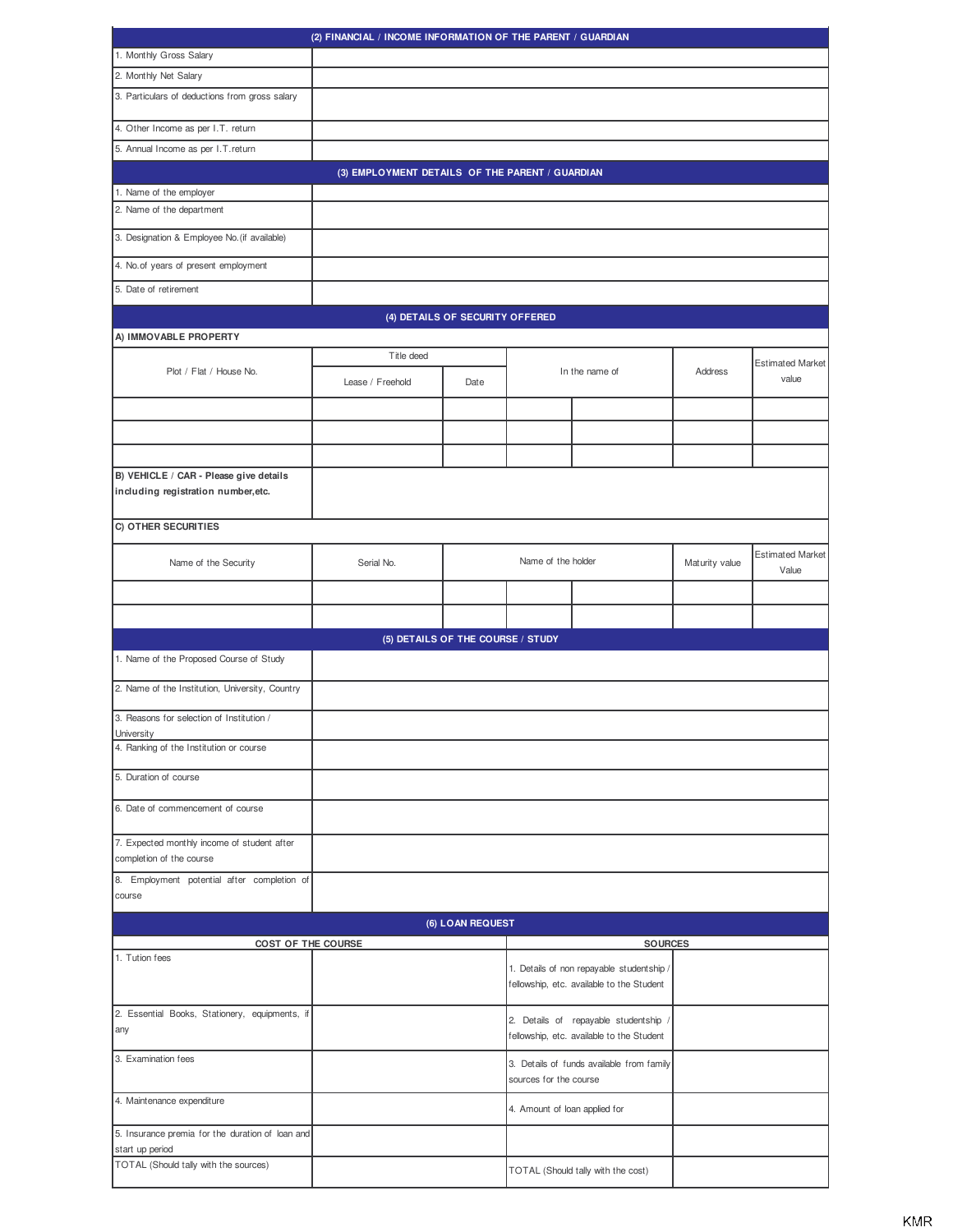## (2) FINANCIAL / INCOME INFORMATION OF THE PARENT / GUARDIAN

| | |
|---|---|
| 1. Monthly Gross Salary | |
| 2. Monthly Net Salary | |
| 3. Particulars of deductions from gross salary | |
| 4. Other Income as per I.T. return | |
| 5. Annual Income as per I.T.return | |

## (3) EMPLOYMENT DETAILS OF THE PARENT / GUARDIAN

| | |
|---|---|
| 1. Name of the employer | |
| 2. Name of the department | |
| 3. Designation & Employee No.(if available) | |
| 4. No.of years of present employment | |
| 5. Date of retirement | |

## (4) DETAILS OF SECURITY OFFERED

**A) IMMOVABLE PROPERTY**

| Plot / Flat / House No. | Title deed | | In the name of | Address | Estimated Market value |
|---|---|---|---|---|---|
| | Lease / Freehold | Date | | | |
| | | | | | |
| | | | | | |
| | | | | |

**B) VEHICLE / CAR - Please give details including registration number,etc.**

**C) OTHER SECURITIES**

| Name of the Security | Serial No. | Name of the holder | Maturity value | Estimated Market Value |
|---|---|---|---|---|
| | | | | |
| | | | | |

## (5) DETAILS OF THE COURSE / STUDY

| | |
|---|---|
| 1. Name of the Proposed Course of Study | |
| 2. Name of the Institution, University, Country | |
| 3. Reasons for selection of Institution / University | |
| 4. Ranking of the Institution or course | |
| 5. Duration of course | |
| 6. Date of commencement of course | |
| 7. Expected monthly income of student after completion of the course | |
| 8. Employment potential after completion of course | |

## (6) LOAN REQUEST

| COST OF THE COURSE | | SOURCES | |
|---|---|---|---|
| 1. Tution fees | | 1. Details of non repayable studentship / fellowship, etc. available to the Student | |
| 2. Essential Books, Stationery, equipments, if any | | 2. Details of repayable studentship / fellowship, etc. available to the Student | |
| 3. Examination fees | | 3. Details of funds available from family sources for the course | |
| 4. Maintenance expenditure | | 4. Amount of loan applied for | |
| 5. Insurance premia for the duration of loan and start up period | | | |
| TOTAL (Should tally with the sources) | | TOTAL (Should tally with the cost) | |

KMR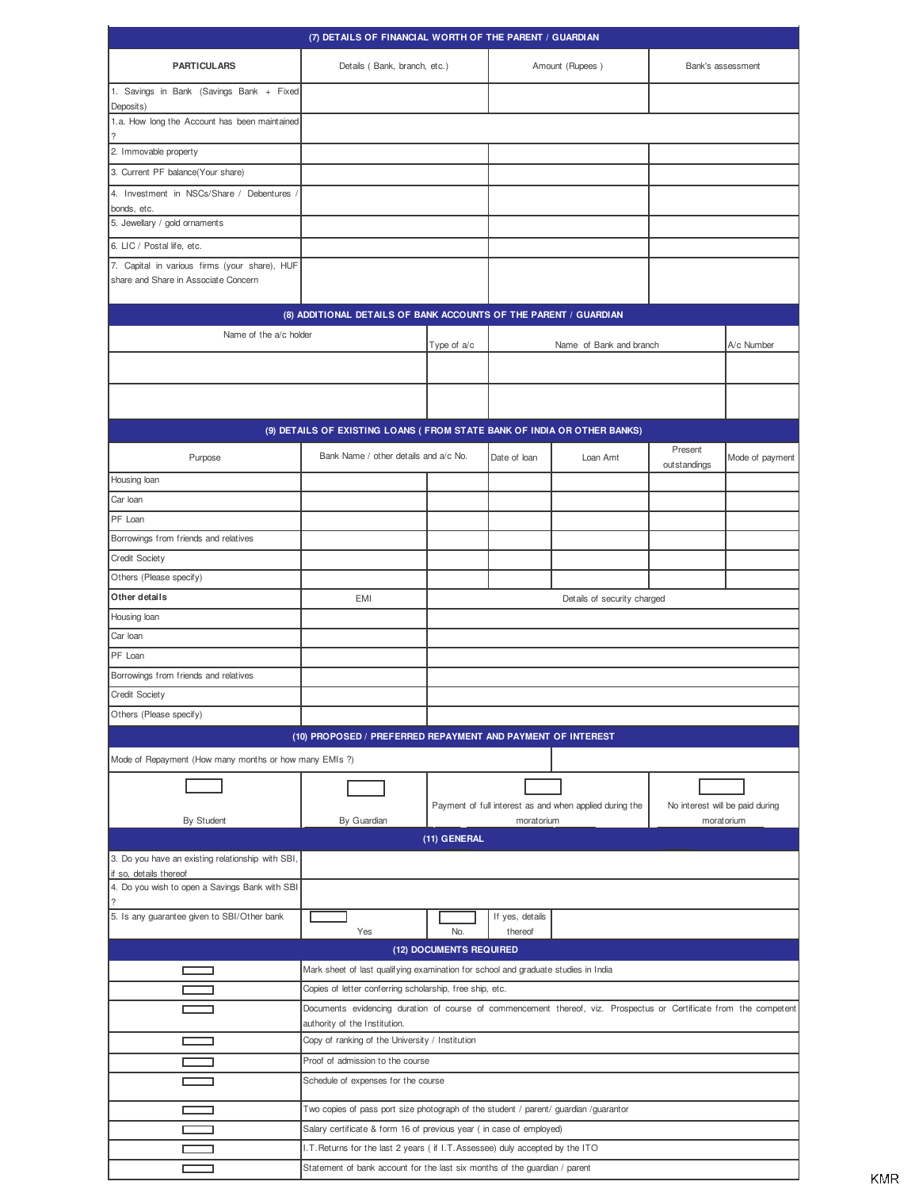## (7) DETAILS OF FINANCIAL WORTH OF THE PARENT / GUARDIAN

| PARTICULARS | Details ( Bank, branch, etc.) | Amount (Rupees ) | Bank's assessment |
|---|---|---|---|
| 1. Savings in Bank (Savings Bank + Fixed Deposits) | | | |
| 1.a. How long the Account has been maintained ? | | | |
| 2. Immovable property | | | |
| 3. Current PF balance(Your share) | | | |
| 4. Investment in NSCs/Share / Debentures / bonds, etc. | | | |
| 5. Jewellary / gold ornaments | | | |
| 6. LIC / Postal life, etc. | | | |
| 7. Capital in various firms (your share), HUF share and Share in Associate Concern | | | |

## (8) ADDITIONAL DETAILS OF BANK ACCOUNTS OF THE PARENT / GUARDIAN

| Name of the a/c holder | Type of a/c | Name of Bank and branch | A/c Number |
|---|---|---|---|
| | | | |
| | | | |

## (9) DETAILS OF EXISTING LOANS ( FROM STATE BANK OF INDIA OR OTHER BANKS)

| Purpose | Bank Name / other details and a/c No. | | Date of loan | Loan Amt | Present outstandings | Mode of payment |
|---|---|---|---|---|---|---|
| Housing loan | | | | | | |
| Car loan | | | | | | |
| PF Loan | | | | | | |
| Borrowings from friends and relatives | | | | | | |
| Credit Society | | | | | | |
| Others (Please specify) | | | | | | |

| **Other details** | EMI | Details of security charged |
|---|---|---|
| Housing loan | | |
| Car loan | | |
| PF Loan | | |
| Borrowings from friends and relatives | | |
| Credit Society | | |
| Others (Please specify) | | |

## (10) PROPOSED / PREFERRED REPAYMENT AND PAYMENT OF INTEREST

Mode of Repayment (How many months or how many EMIs ?)

| ☐ By Student | ☐ By Guardian | ☐ Payment of full interest as and when applied during the moratorium | ☐ No interest will be paid during moratorium |
|---|---|---|---|

## (11) GENERAL

| | |
|---|---|
| 3. Do you have an existing relationship with SBI, if so, details thereof | |
| 4. Do you wish to open a Savings Bank with SBI ? | |
| 5. Is any guarantee given to SBI/Other bank | ☐ Yes ☐ No. If yes, details thereof |

## (12) DOCUMENTS REQUIRED

| | |
|---|---|
| ☐ | Mark sheet of last qualifying examination for school and graduate studies in India |
| ☐ | Copies of letter conferring scholarship, free ship, etc. |
| ☐ | Documents evidencing duration of course of commencement thereof, viz. Prospectus or Certificate from the competent authority of the Institution. |
| ☐ | Copy of ranking of the University / Institution |
| ☐ | Proof of admission to the course |
| ☐ | Schedule of expenses for the course |
| ☐ | Two copies of pass port size photograph of the student / parent/ guardian /guarantor |
| ☐ | Salary certificate & form 16 of previous year ( in case of employed) |
| ☐ | I.T.Returns for the last 2 years ( if I.T.Assessee) duly accepted by the ITO |
| ☐ | Statement of bank account for the last six months of the guardian / parent |

KMR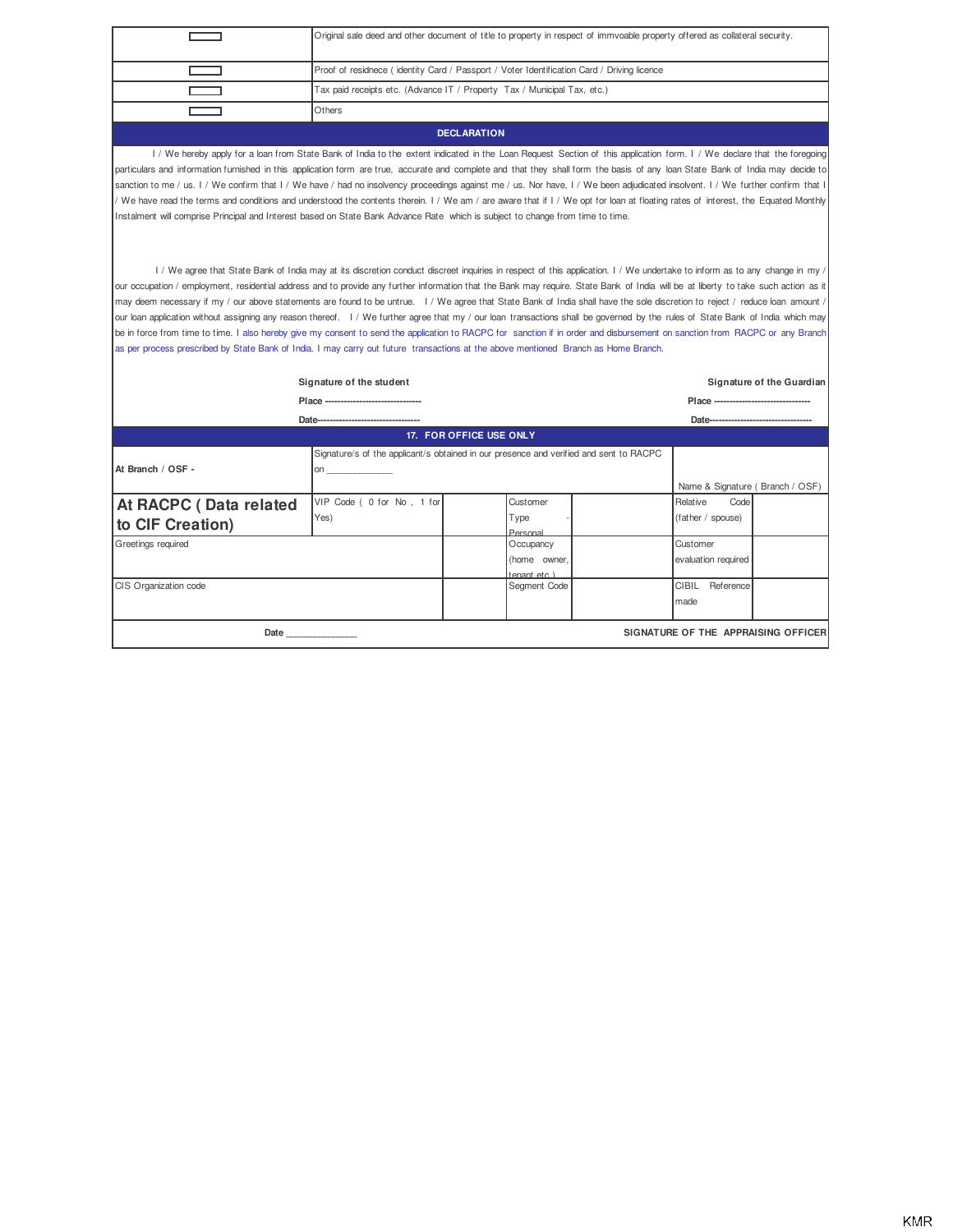| | |
|---|---|
| ☐ | Original sale deed and other document of title to property in respect of immvoable property offered as collateral security. |
| ☐ | Proof of residnece ( identity Card / Passport / Voter Identification Card / Driving licence |
| ☐ | Tax paid receipts etc. (Advance IT / Property Tax / Municipal Tax, etc.) |
| ☐ | Others |

## DECLARATION

I / We hereby apply for a loan from State Bank of India to the extent indicated in the Loan Request Section of this application form. I / We declare that the foregoing particulars and information furnished in this application form are true, accurate and complete and that they shall form the basis of any loan State Bank of India may decide to sanction to me / us. I / We confirm that I / We have / had no insolvency proceedings against me / us. Nor have, I / We been adjudicated insolvent. I / We further confirm that I / We have read the terms and conditions and understood the contents therein. I / We am / are aware that if I / We opt for loan at floating rates of interest, the Equated Monthly Instalment will comprise Principal and Interest based on State Bank Advance Rate which is subject to change from time to time.

I / We agree that State Bank of India may at its discretion conduct discreet inquiries in respect of this application. I / We undertake to inform as to any change in my / our occupation / employment, residential address and to provide any further information that the Bank may require. State Bank of India will be at liberty to take such action as it may deem necessary if my / our above statements are found to be untrue. I / We agree that State Bank of India shall have the sole discretion to reject / reduce loan amount / our loan application without assigning any reason thereof. I / We further agree that my / our loan transactions shall be governed by the rules of State Bank of India which may be in force from time to time. I also hereby give my consent to send the application to RACPC for sanction if in order and disbursement on sanction from RACPC or any Branch as per process prescribed by State Bank of India. I may carry out future transactions at the above mentioned Branch as Home Branch.

**Signature of the student** — **Place** -------------------------------- **Date**---------------------------------

**Signature of the Guardian** — **Place** -------------------------------- **Date**---------------------------------

## 17. FOR OFFICE USE ONLY

| | | | | | | |
|---|---|---|---|---|---|---|
| **At Branch / OSF -** | Signature/s of the applicant/s obtained in our presence and verified and sent to RACPC on _____________ | | | | Name & Signature ( Branch / OSF) | |
| **At RACPC ( Data related to CIF Creation)** | VIP Code ( 0 for No , 1 for Yes) | | Customer Type - Personal | | Relative Code (father / spouse) | |
| Greetings required | | | Occupancy (home owner, tenant etc.) | | Customer evaluation required | |
| CIS Organization code | | | Segment Code | | CIBIL Reference made | |

**Date** ______________ **SIGNATURE OF THE APPRAISING OFFICER**

KMR